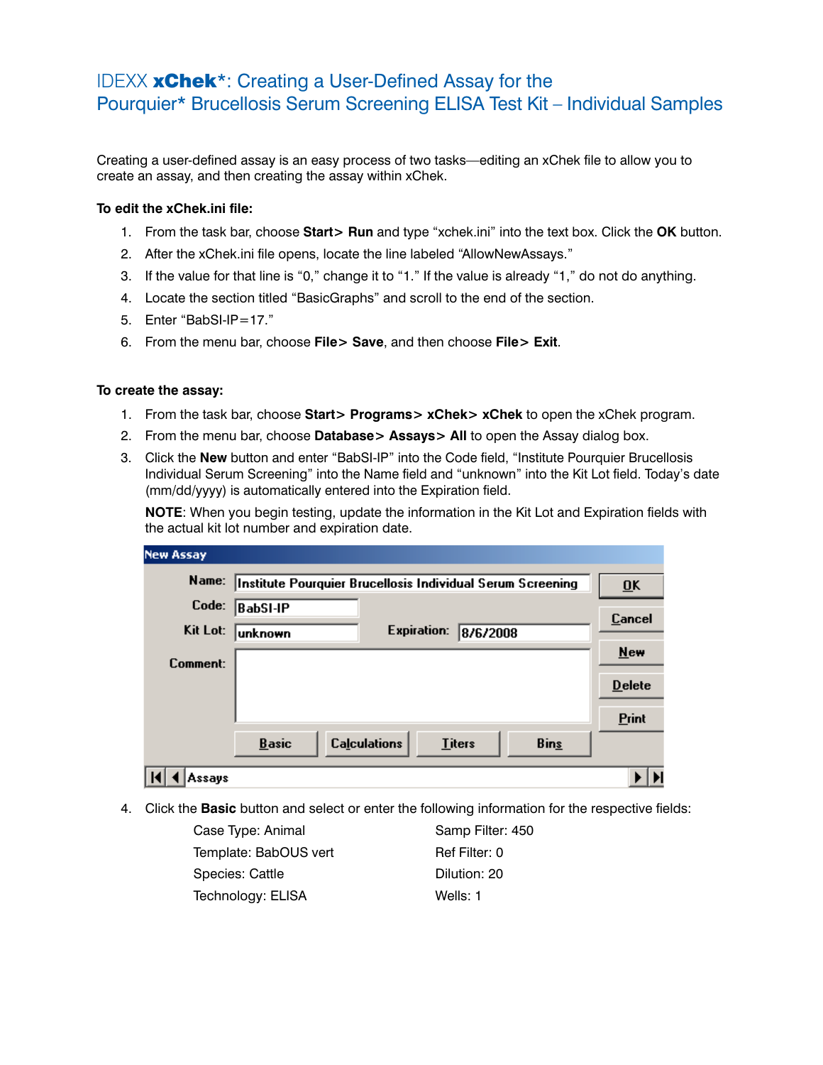# IDEXX **xChek***: Creating a User-Defined Assay for the Pourquier* Brucellosis Serum Screening ELISA Test Kit – Individual Samples

Creating a user-defined assay is an easy process of two tasks—editing an xChek file to allow you to create an assay, and then creating the assay within xChek.

**To edit the xChek.ini file:**

1. From the task bar, choose **Start> Run** and type "xchek.ini" into the text box. Click the **OK** button.
2. After the xChek.ini file opens, locate the line labeled "AllowNewAssays."
3. If the value for that line is "0," change it to "1." If the value is already "1," do not do anything.
4. Locate the section titled "BasicGraphs" and scroll to the end of the section.
5. Enter "BabSI-IP=17."
6. From the menu bar, choose **File> Save**, and then choose **File> Exit**.

**To create the assay:**

1. From the task bar, choose **Start> Programs> xChek> xChek** to open the xChek program.
2. From the menu bar, choose **Database> Assays> All** to open the Assay dialog box.
3. Click the **New** button and enter "BabSI-IP" into the Code field, "Institute Pourquier Brucellosis Individual Serum Screening" into the Name field and "unknown" into the Kit Lot field. Today's date (mm/dd/yyyy) is automatically entered into the Expiration field.

   **NOTE**: When you begin testing, update the information in the Kit Lot and Expiration fields with the actual kit lot number and expiration date.

   New Assay

   Name: Institute Pourquier Brucellosis Individual Serum Screening
   Code: BabSI-IP
   Kit Lot: unknown    Expiration: 8/6/2008
   Comment:

   OK | Cancel | New | Delete | Print
   Basic | Calculations | Titers | Bins
   Assays

4. Click the **Basic** button and select or enter the following information for the respective fields:

   | | |
   |---|---|
   | Case Type: Animal | Samp Filter: 450 |
   | Template: BabOUS vert | Ref Filter: 0 |
   | Species: Cattle | Dilution: 20 |
   | Technology: ELISA | Wells: 1 |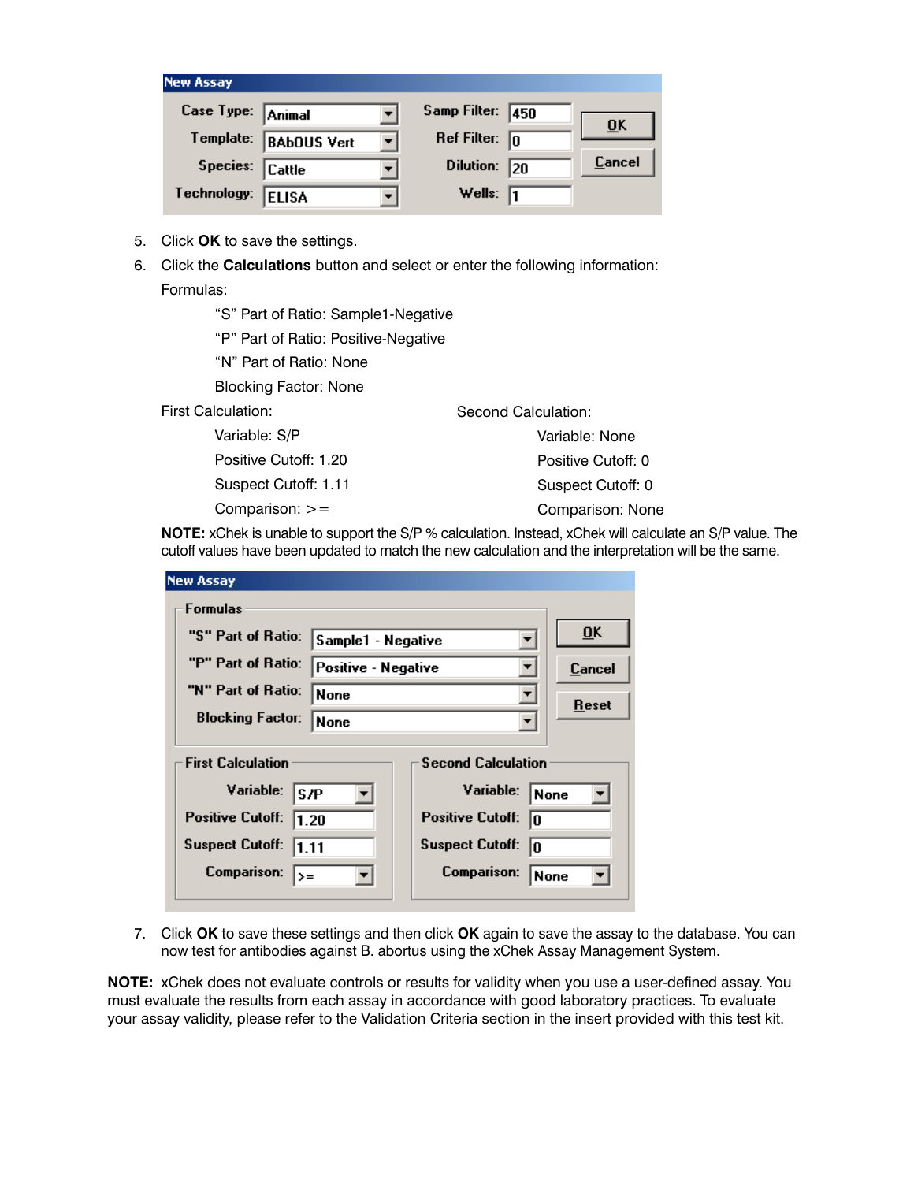**New Assay**

| | | | |
|---|---|---|---|
| Case Type: | Animal | Samp Filter: | 450 |
| Template: | BAbOUS Vert | Ref Filter: | 0 |
| Species: | Cattle | Dilution: | 20 |
| Technology: | ELISA | Wells: | 1 |

OK | Cancel

5. Click **OK** to save the settings.
6. Click the **Calculations** button and select or enter the following information:

   Formulas:

   "S" Part of Ratio: Sample1-Negative

   "P" Part of Ratio: Positive-Negative

   "N" Part of Ratio: None

   Blocking Factor: None

   First Calculation:

   Variable: S/P

   Positive Cutoff: 1.20

   Suspect Cutoff: 1.11

   Comparison: >=

   Second Calculation:

   Variable: None

   Positive Cutoff: 0

   Suspect Cutoff: 0

   Comparison: None

   **NOTE:** xChek is unable to support the S/P % calculation. Instead, xChek will calculate an S/P value. The cutoff values have been updated to match the new calculation and the interpretation will be the same.

**New Assay**

**Formulas**

| | |
|---|---|
| "S" Part of Ratio: | Sample1 - Negative |
| "P" Part of Ratio: | Positive - Negative |
| "N" Part of Ratio: | None |
| Blocking Factor: | None |

OK | Cancel | Reset

| First Calculation | | Second Calculation | |
|---|---|---|---|
| Variable: | S/P | Variable: | None |
| Positive Cutoff: | 1.20 | Positive Cutoff: | 0 |
| Suspect Cutoff: | 1.11 | Suspect Cutoff: | 0 |
| Comparison: | >= | Comparison: | None |

7. Click **OK** to save these settings and then click **OK** again to save the assay to the database. You can now test for antibodies against B. abortus using the xChek Assay Management System.

**NOTE:** xChek does not evaluate controls or results for validity when you use a user-defined assay. You must evaluate the results from each assay in accordance with good laboratory practices. To evaluate your assay validity, please refer to the Validation Criteria section in the insert provided with this test kit.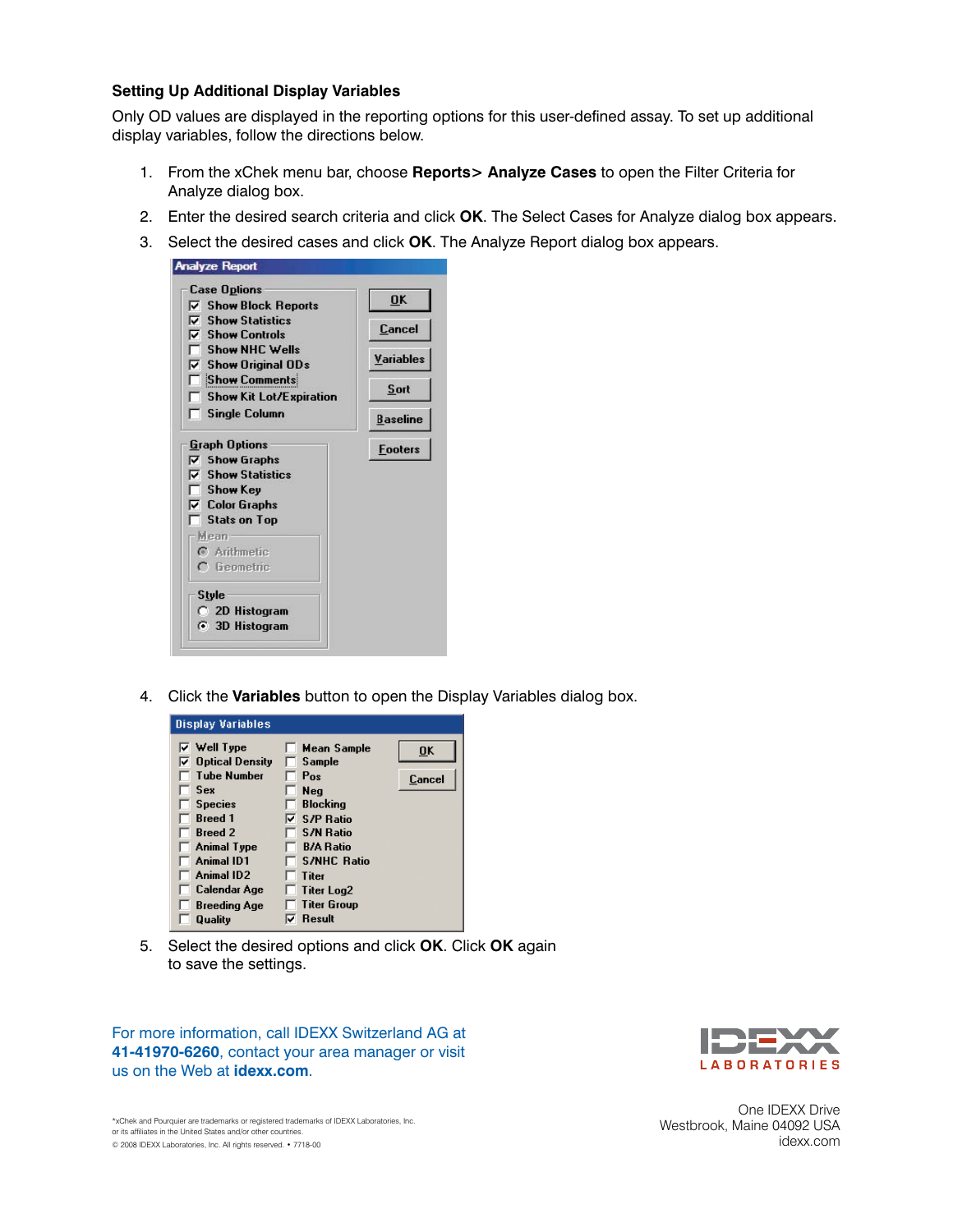**Setting Up Additional Display Variables**

Only OD values are displayed in the reporting options for this user-defined assay. To set up additional display variables, follow the directions below.

1. From the xChek menu bar, choose **Reports> Analyze Cases** to open the Filter Criteria for Analyze dialog box.
2. Enter the desired search criteria and click **OK**. The Select Cases for Analyze dialog box appears.
3. Select the desired cases and click **OK**. The Analyze Report dialog box appears.

Analyze Report

Case Options
- [x] Show Block Reports
- [x] Show Statistics
- [x] Show Controls
- [ ] Show NHC Wells
- [x] Show Original ODs
- [ ] Show Comments
- [ ] Show Kit Lot/Expiration
- [ ] Single Column

Graph Options
- [x] Show Graphs
- [x] Show Statistics
- [ ] Show Key
- [x] Color Graphs
- [ ] Stats on Top

Mean
- Arithmetic
- Geometric

Style
- 2D Histogram
- 3D Histogram

OK | Cancel | Variables | Sort | Baseline | Footers

4. Click the **Variables** button to open the Display Variables dialog box.

Display Variables

| | |
|---|---|
| [x] Well Type | [ ] Mean Sample |
| [x] Optical Density | [ ] Sample |
| [ ] Tube Number | [ ] Pos |
| [ ] Sex | [ ] Neg |
| [ ] Species | [ ] Blocking |
| [ ] Breed 1 | [x] S/P Ratio |
| [ ] Breed 2 | [ ] S/N Ratio |
| [ ] Animal Type | [ ] B/A Ratio |
| [ ] Animal ID1 | [ ] S/NHC Ratio |
| [ ] Animal ID2 | [ ] Titer |
| [ ] Calendar Age | [ ] Titer Log2 |
| [ ] Breeding Age | [ ] Titer Group |
| [ ] Quality | [x] Result |

OK | Cancel

5. Select the desired options and click **OK**. Click **OK** again to save the settings.

For more information, call IDEXX Switzerland AG at **41-41970-6260**, contact your area manager or visit us on the Web at **idexx.com**.

IDEXX LABORATORIES

One IDEXX Drive
Westbrook, Maine 04092 USA
idexx.com

*xChek and Pourquier are trademarks or registered trademarks of IDEXX Laboratories, Inc. or its affiliates in the United States and/or other countries.
© 2008 IDEXX Laboratories, Inc. All rights reserved. • 7718-00